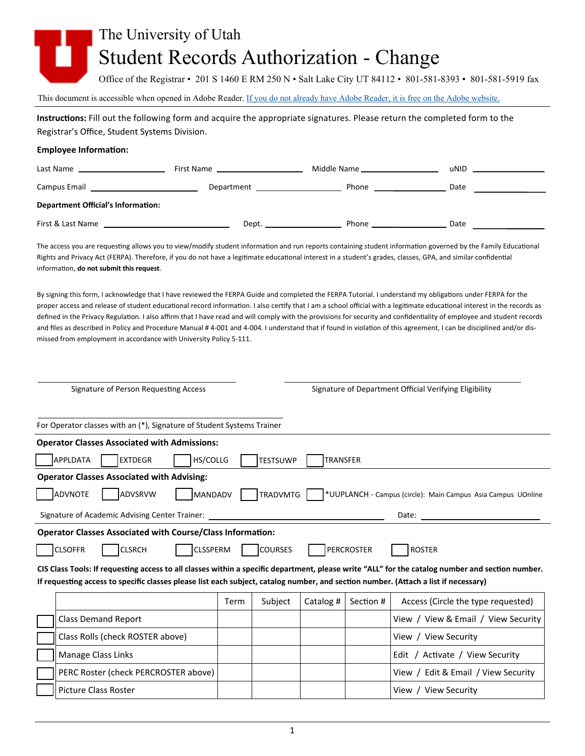# The University of Utah

## Student Records Authorization - Change

Office of the Registrar • 201 S 1460 E RM 250 N • Salt Lake City UT 84112 • 801-581-8393 • 801-581-5919 fax

This document is accessible when opened in Adobe Reader. If you do not already have Adobe Reader, it is free on the Adobe website.

**Instructions:** Fill out the following form and acquire the appropriate signatures. Please return the completed form to the Registrar's Office, Student Systems Division.

**Employee Information:**

Last Name ____________ First Name ____________ Middle Name ____________ uNID ____________

Campus Email ____________ Department ____________ Phone ____________ Date ____________

**Department Official's Information:**

First & Last Name ____________ Dept. ____________ Phone ____________ Date ____________

The access you are requesting allows you to view/modify student information and run reports containing student information governed by the Family Educational Rights and Privacy Act (FERPA). Therefore, if you do not have a legitimate educational interest in a student's grades, classes, GPA, and similar confidential information, **do not submit this request**.

By signing this form, I acknowledge that I have reviewed the FERPA Guide and completed the FERPA Tutorial. I understand my obligations under FERPA for the proper access and release of student educational record information. I also certify that I am a school official with a legitimate educational interest in the records as defined in the Privacy Regulation. I also affirm that I have read and will comply with the provisions for security and confidentiality of employee and student records and files as described in Policy and Procedure Manual # 4-001 and 4-004. I understand that if found in violation of this agreement, I can be disciplined and/or dismissed from employment in accordance with University Policy 5-111.

____________________ Signature of Person Requesting Access

____________________ Signature of Department Official Verifying Eligibility

____________________ For Operator classes with an (*), Signature of Student Systems Trainer

**Operator Classes Associated with Admissions:**

☐ APPLDATA ☐ EXTDEGR ☐ HS/COLLG ☐ TESTSUWP ☐ TRANSFER

**Operator Classes Associated with Advising:**

☐ ADVNOTE ☐ ADVSRVW ☐ MANDADV ☐ TRADVMTG ☐ *UUPLANCH - Campus (circle): Main Campus Asia Campus UOnline

Signature of Academic Advising Center Trainer: ____________________ Date: ____________

**Operator Classes Associated with Course/Class Information:**

☐ CLSOFFR ☐ CLSRCH ☐ CLSSPERM ☐ COURSES ☐ PERCROSTER ☐ ROSTER

**CIS Class Tools: If requesting access to all classes within a specific department, please write "ALL" for the catalog number and section number. If requesting access to specific classes please list each subject, catalog number, and section number. (Attach a list if necessary)**

| | | Term | Subject | Catalog # | Section # | Access (Circle the type requested) |
|---|---|---|---|---|---|---|
| ☐ | Class Demand Report | | | | | View / View & Email / View Security |
| ☐ | Class Rolls (check ROSTER above) | | | | | View / View Security |
| ☐ | Manage Class Links | | | | | Edit / Activate / View Security |
| ☐ | PERC Roster (check PERCROSTER above) | | | | | View / Edit & Email / View Security |
| ☐ | Picture Class Roster | | | | | View / View Security |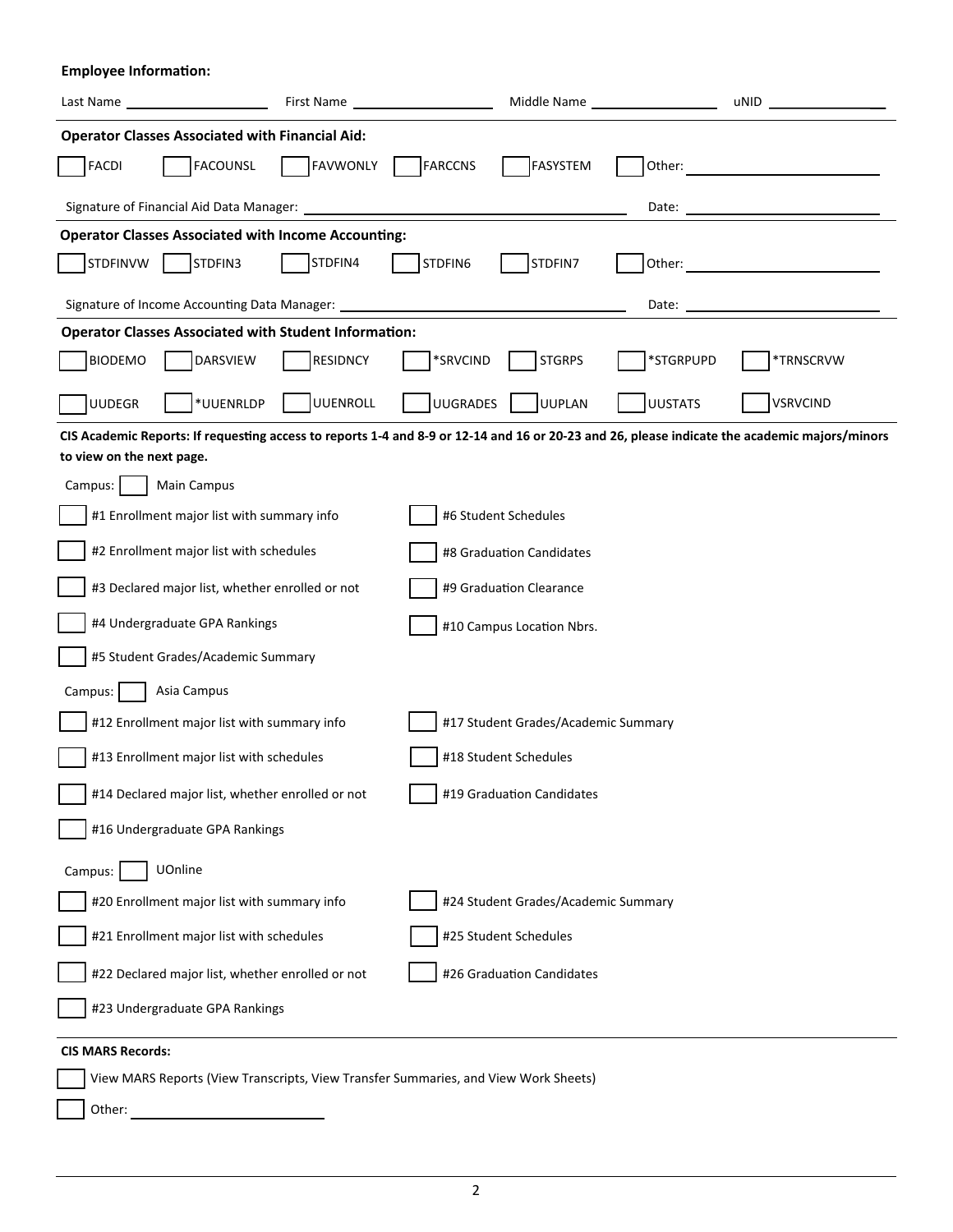**Employee Information:**

Last Name \_\_\_\_\_\_\_\_\_\_\_\_\_\_\_\_\_\_\_\_ First Name \_\_\_\_\_\_\_\_\_\_\_\_\_\_\_\_\_\_\_\_ Middle Name \_\_\_\_\_\_\_\_\_\_\_\_\_\_\_\_\_\_ uNID \_\_\_\_\_\_\_\_\_\_\_\_\_\_\_\_

**Operator Classes Associated with Financial Aid:**

- [ ] FACDI
- [ ] FACOUNSL
- [ ] FAVWONLY
- [ ] FARCCNS
- [ ] FASYSTEM
- [ ] Other: \_\_\_\_\_\_\_\_\_\_\_\_\_\_\_\_\_\_\_\_\_\_\_\_

Signature of Financial Aid Data Manager: \_\_\_\_\_\_\_\_\_\_\_\_\_\_\_\_\_\_\_\_\_\_\_\_\_\_\_\_\_\_\_\_\_\_\_\_ Date: \_\_\_\_\_\_\_\_\_\_\_\_\_\_\_\_\_\_\_\_\_\_\_\_

**Operator Classes Associated with Income Accounting:**

- [ ] STDFINVW
- [ ] STDFIN3
- [ ] STDFIN4
- [ ] STDFIN6
- [ ] STDFIN7
- [ ] Other: \_\_\_\_\_\_\_\_\_\_\_\_\_\_\_\_\_\_\_\_\_\_\_\_

Signature of Income Accounting Data Manager: \_\_\_\_\_\_\_\_\_\_\_\_\_\_\_\_\_\_\_\_\_\_\_\_\_\_\_\_\_\_\_\_\_\_\_\_ Date: \_\_\_\_\_\_\_\_\_\_\_\_\_\_\_\_\_\_\_\_\_\_\_\_

**Operator Classes Associated with Student Information:**

- [ ] BIODEMO
- [ ] DARSVIEW
- [ ] RESIDNCY
- [ ] *SRVCIND
- [ ] STGRPS
- [ ] *STGRPUPD
- [ ] *TRNSCRVW
- [ ] UUDEGR
- [ ] *UUENRLDP
- [ ] UUENROLL
- [ ] UUGRADES
- [ ] UUPLAN
- [ ] UUSTATS
- [ ] VSRVCIND

**CIS Academic Reports: If requesting access to reports 1-4 and 8-9 or 12-14 and 16 or 20-23 and 26, please indicate the academic majors/minors to view on the next page.**

Campus: [ ] Main Campus

- [ ] #1 Enrollment major list with summary info
- [ ] #2 Enrollment major list with schedules
- [ ] #3 Declared major list, whether enrolled or not
- [ ] #4 Undergraduate GPA Rankings
- [ ] #5 Student Grades/Academic Summary
- [ ] #6 Student Schedules
- [ ] #8 Graduation Candidates
- [ ] #9 Graduation Clearance
- [ ] #10 Campus Location Nbrs.

Campus: [ ] Asia Campus

- [ ] #12 Enrollment major list with summary info
- [ ] #13 Enrollment major list with schedules
- [ ] #14 Declared major list, whether enrolled or not
- [ ] #16 Undergraduate GPA Rankings
- [ ] #17 Student Grades/Academic Summary
- [ ] #18 Student Schedules
- [ ] #19 Graduation Candidates

Campus: [ ] UOnline

- [ ] #20 Enrollment major list with summary info
- [ ] #21 Enrollment major list with schedules
- [ ] #22 Declared major list, whether enrolled or not
- [ ] #23 Undergraduate GPA Rankings
- [ ] #24 Student Grades/Academic Summary
- [ ] #25 Student Schedules
- [ ] #26 Graduation Candidates

**CIS MARS Records:**

- [ ] View MARS Reports (View Transcripts, View Transfer Summaries, and View Work Sheets)
- [ ] Other: \_\_\_\_\_\_\_\_\_\_\_\_\_\_\_\_\_\_\_\_\_\_\_\_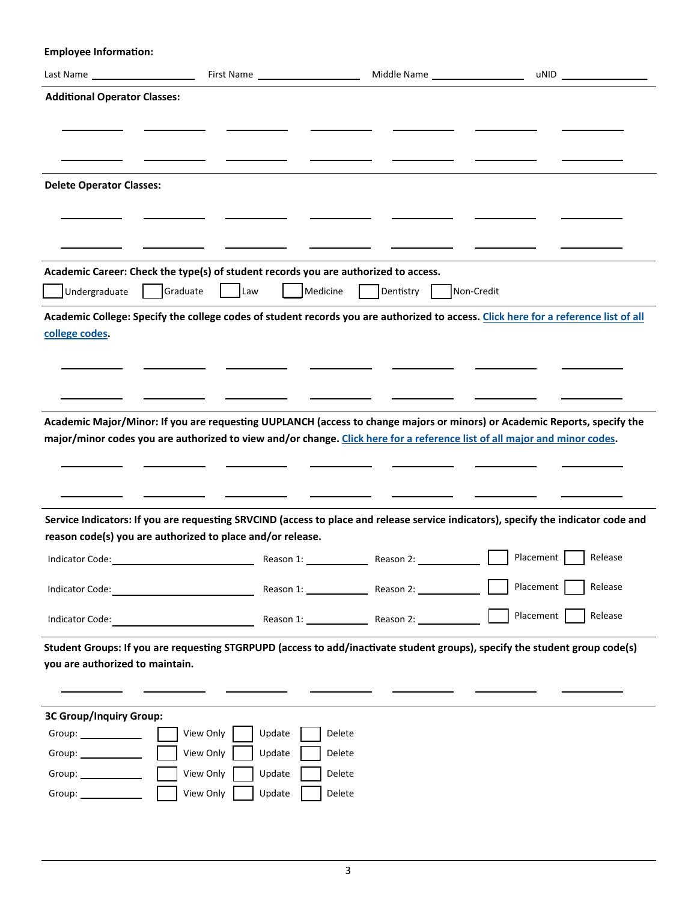**Employee Information:**

Last Name ____________ First Name ____________ Middle Name ____________ uNID ____________

**Additional Operator Classes:**

_________ _________ _________ _________ _________ _________ _________

_________ _________ _________ _________ _________ _________ _________

**Delete Operator Classes:**

_________ _________ _________ _________ _________ _________ _________

_________ _________ _________ _________ _________ _________ _________

**Academic Career: Check the type(s) of student records you are authorized to access.**

☐ Undergraduate ☐ Graduate ☐ Law ☐ Medicine ☐ Dentistry ☐ Non-Credit

**Academic College: Specify the college codes of student records you are authorized to access. Click here for a reference list of all college codes.**

_________ _________ _________ _________ _________ _________ _________

_________ _________ _________ _________ _________ _________ _________

**Academic Major/Minor: If you are requesting UUPLANCH (access to change majors or minors) or Academic Reports, specify the major/minor codes you are authorized to view and/or change. Click here for a reference list of all major and minor codes.**

_________ _________ _________ _________ _________ _________ _________

_________ _________ _________ _________ _________ _________ _________

**Service Indicators: If you are requesting SRVCIND (access to place and release service indicators), specify the indicator code and reason code(s) you are authorized to place and/or release.**

Indicator Code: ____________ Reason 1: ________ Reason 2: ________ ☐ Placement ☐ Release

Indicator Code: ____________ Reason 1: ________ Reason 2: ________ ☐ Placement ☐ Release

Indicator Code: ____________ Reason 1: ________ Reason 2: ________ ☐ Placement ☐ Release

**Student Groups: If you are requesting STGRPUPD (access to add/inactivate student groups), specify the student group code(s) you are authorized to maintain.**

_________ _________ _________ _________ _________ _________ _________

**3C Group/Inquiry Group:**

Group: ________ ☐ View Only ☐ Update ☐ Delete

Group: ________ ☐ View Only ☐ Update ☐ Delete

Group: ________ ☐ View Only ☐ Update ☐ Delete

Group: ________ ☐ View Only ☐ Update ☐ Delete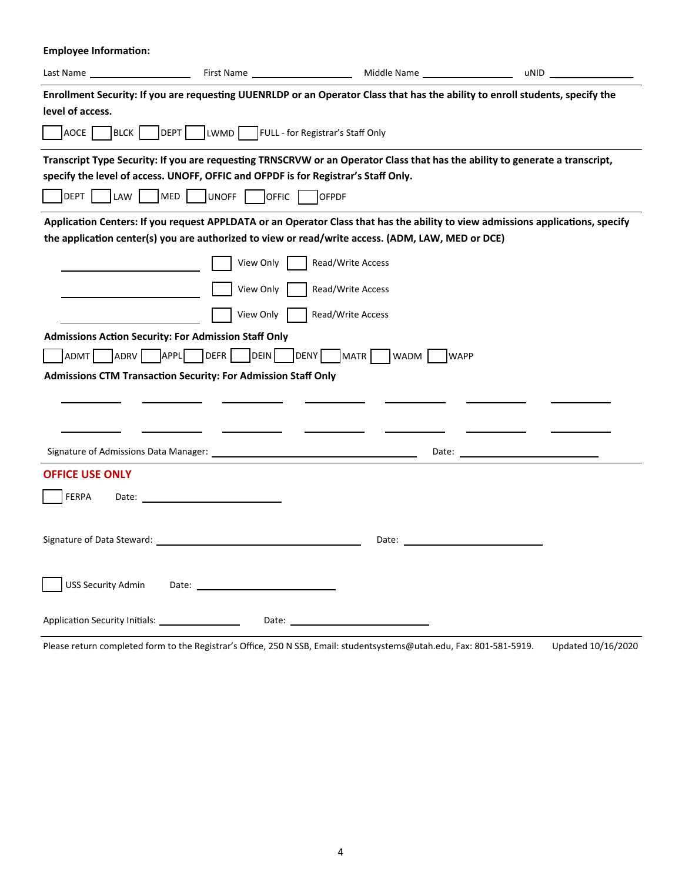**Employee Information:**

Last Name ________________ First Name ________________ Middle Name ________________ uNID ________________

**Enrollment Security: If you are requesting UUENRLDP or an Operator Class that has the ability to enroll students, specify the level of access.**

☐ AOCE ☐ BLCK ☐ DEPT ☐ LWMD ☐ FULL - for Registrar's Staff Only

**Transcript Type Security: If you are requesting TRNSCRVW or an Operator Class that has the ability to generate a transcript, specify the level of access. UNOFF, OFFIC and OFPDF is for Registrar's Staff Only.**

☐ DEPT ☐ LAW ☐ MED ☐ UNOFF ☐ OFFIC ☐ OFPDF

**Application Centers: If you request APPLDATA or an Operator Class that has the ability to view admissions applications, specify the application center(s) you are authorized to view or read/write access. (ADM, LAW, MED or DCE)**

________________ ☐ View Only ☐ Read/Write Access

________________ ☐ View Only ☐ Read/Write Access

________________ ☐ View Only ☐ Read/Write Access

**Admissions Action Security: For Admission Staff Only**

☐ ADMT ☐ ADRV ☐ APPL ☐ DEFR ☐ DEIN ☐ DENY ☐ MATR ☐ WADM ☐ WAPP

**Admissions CTM Transaction Security: For Admission Staff Only**

__________ __________ __________ __________ __________ __________ __________

__________ __________ __________ __________ __________ __________ __________

Signature of Admissions Data Manager: ____________________________ Date: ____________________

## OFFICE USE ONLY

☐ FERPA Date: ____________________

Signature of Data Steward: ____________________________ Date: ____________________

☐ USS Security Admin Date: ____________________

Application Security Initials: ____________ Date: ____________________

Please return completed form to the Registrar's Office, 250 N SSB, Email: studentsystems@utah.edu, Fax: 801-581-5919. Updated 10/16/2020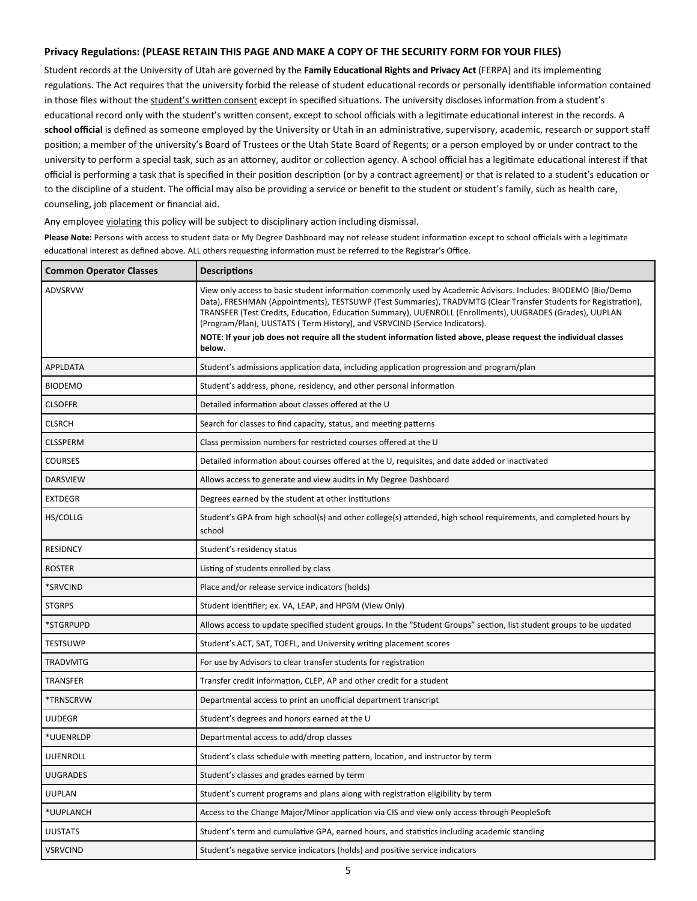**Privacy Regulations: (PLEASE RETAIN THIS PAGE AND MAKE A COPY OF THE SECURITY FORM FOR YOUR FILES)**

Student records at the University of Utah are governed by the **Family Educational Rights and Privacy Act** (FERPA) and its implementing regulations. The Act requires that the university forbid the release of student educational records or personally identifiable information contained in those files without the student's written consent except in specified situations. The university discloses information from a student's educational record only with the student's written consent, except to school officials with a legitimate educational interest in the records. A **school official** is defined as someone employed by the University or Utah in an administrative, supervisory, academic, research or support staff position; a member of the university's Board of Trustees or the Utah State Board of Regents; or a person employed by or under contract to the university to perform a special task, such as an attorney, auditor or collection agency. A school official has a legitimate educational interest if that official is performing a task that is specified in their position description (or by a contract agreement) or that is related to a student's education or to the discipline of a student. The official may also be providing a service or benefit to the student or student's family, such as health care, counseling, job placement or financial aid.

Any employee violating this policy will be subject to disciplinary action including dismissal.

**Please Note:** Persons with access to student data or My Degree Dashboard may not release student information except to school officials with a legitimate educational interest as defined above. ALL others requesting information must be referred to the Registrar's Office.

| Common Operator Classes | Descriptions |
|---|---|
| ADVSRVW | View only access to basic student information commonly used by Academic Advisors. Includes: BIODEMO (Bio/Demo Data), FRESHMAN (Appointments), TESTSUWP (Test Summaries), TRADVMTG (Clear Transfer Students for Registration), TRANSFER (Test Credits, Education, Education Summary), UUENROLL (Enrollments), UUGRADES (Grades), UUPLAN (Program/Plan), UUSTATS ( Term History), and VSRVCIND (Service Indicators). **NOTE: If your job does not require all the student information listed above, please request the individual classes below.** |
| APPLDATA | Student's admissions application data, including application progression and program/plan |
| BIODEMO | Student's address, phone, residency, and other personal information |
| CLSOFFR | Detailed information about classes offered at the U |
| CLSRCH | Search for classes to find capacity, status, and meeting patterns |
| CLSSPERM | Class permission numbers for restricted courses offered at the U |
| COURSES | Detailed information about courses offered at the U, requisites, and date added or inactivated |
| DARSVIEW | Allows access to generate and view audits in My Degree Dashboard |
| EXTDEGR | Degrees earned by the student at other institutions |
| HS/COLLG | Student's GPA from high school(s) and other college(s) attended, high school requirements, and completed hours by school |
| RESIDNCY | Student's residency status |
| ROSTER | Listing of students enrolled by class |
| *SRVCIND | Place and/or release service indicators (holds) |
| STGRPS | Student identifier; ex. VA, LEAP, and HPGM (View Only) |
| *STGRPUPD | Allows access to update specified student groups. In the "Student Groups" section, list student groups to be updated |
| TESTSUWP | Student's ACT, SAT, TOEFL, and University writing placement scores |
| TRADVMTG | For use by Advisors to clear transfer students for registration |
| TRANSFER | Transfer credit information, CLEP, AP and other credit for a student |
| *TRNSCRVW | Departmental access to print an unofficial department transcript |
| UUDEGR | Student's degrees and honors earned at the U |
| *UUENRLDP | Departmental access to add/drop classes |
| UUENROLL | Student's class schedule with meeting pattern, location, and instructor by term |
| UUGRADES | Student's classes and grades earned by term |
| UUPLAN | Student's current programs and plans along with registration eligibility by term |
| *UUPLANCH | Access to the Change Major/Minor application via CIS and view only access through PeopleSoft |
| UUSTATS | Student's term and cumulative GPA, earned hours, and statistics including academic standing |
| VSRVCIND | Student's negative service indicators (holds) and positive service indicators |